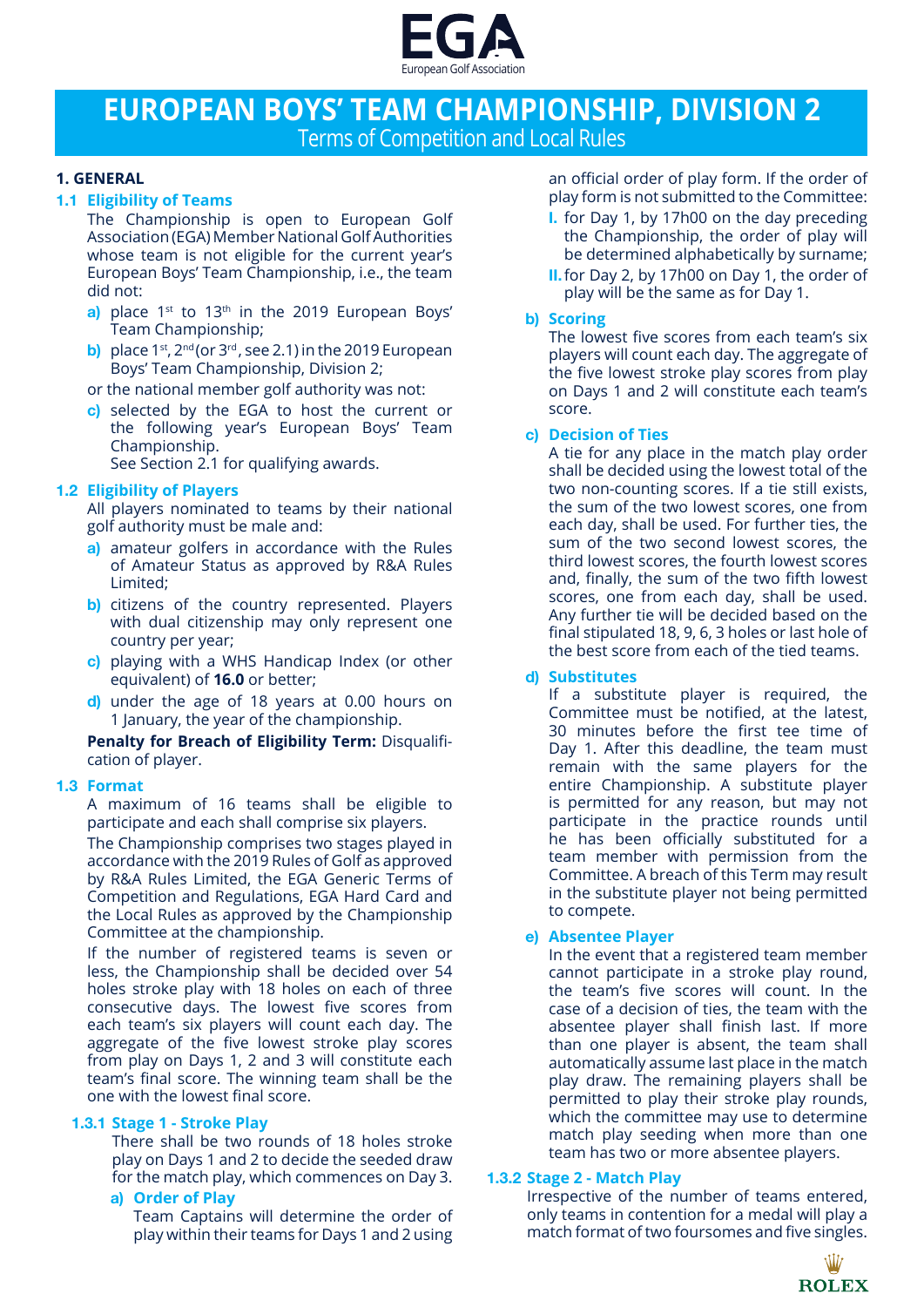# EUROPEAN BOYS' TEAM CHAMPIONSHIP, DIVISION 2

Terms of Competition and Local Rules

## 1. GENERAL

### 1.1 Eligibility of Teams

The Championship is open to European Golf Association (EGA) Member National Golf Authorities whose team is not eligible for the current year's European Boys' Team Championship, i.e., the team did not:

**a)** place 1st to 13th in the 2019 European Boys' Team Championship;

**b)** place 1st, 2nd (or 3rd, see 2.1) in the 2019 European Boys' Team Championship, Division 2;

or the national member golf authority was not:

**c)** selected by the EGA to host the current or the following year's European Boys' Team Championship.
See Section 2.1 for qualifying awards.

### 1.2 Eligibility of Players

All players nominated to teams by their national golf authority must be male and:

**a)** amateur golfers in accordance with the Rules of Amateur Status as approved by R&A Rules Limited;

**b)** citizens of the country represented. Players with dual citizenship may only represent one country per year;

**c)** playing with a WHS Handicap Index (or other equivalent) of **16.0** or better;

**d)** under the age of 18 years at 0.00 hours on 1 January, the year of the championship.

**Penalty for Breach of Eligibility Term:** Disqualification of player.

### 1.3 Format

A maximum of 16 teams shall be eligible to participate and each shall comprise six players.

The Championship comprises two stages played in accordance with the 2019 Rules of Golf as approved by R&A Rules Limited, the EGA Generic Terms of Competition and Regulations, EGA Hard Card and the Local Rules as approved by the Championship Committee at the championship.

If the number of registered teams is seven or less, the Championship shall be decided over 54 holes stroke play with 18 holes on each of three consecutive days. The lowest five scores from each team's six players will count each day. The aggregate of the five lowest stroke play scores from play on Days 1, 2 and 3 will constitute each team's final score. The winning team shall be the one with the lowest final score.

#### 1.3.1 Stage 1 - Stroke Play

There shall be two rounds of 18 holes stroke play on Days 1 and 2 to decide the seeded draw for the match play, which commences on Day 3.

**a) Order of Play**

Team Captains will determine the order of play within their teams for Days 1 and 2 using an official order of play form. If the order of play form is not submitted to the Committee:

**I.** for Day 1, by 17h00 on the day preceding the Championship, the order of play will be determined alphabetically by surname;

**II.** for Day 2, by 17h00 on Day 1, the order of play will be the same as for Day 1.

**b) Scoring**

The lowest five scores from each team's six players will count each day. The aggregate of the five lowest stroke play scores from play on Days 1 and 2 will constitute each team's score.

**c) Decision of Ties**

A tie for any place in the match play order shall be decided using the lowest total of the two non-counting scores. If a tie still exists, the sum of the two lowest scores, one from each day, shall be used. For further ties, the sum of the two second lowest scores, the third lowest scores, the fourth lowest scores and, finally, the sum of the two fifth lowest scores, one from each day, shall be used. Any further tie will be decided based on the final stipulated 18, 9, 6, 3 holes or last hole of the best score from each of the tied teams.

**d) Substitutes**

If a substitute player is required, the Committee must be notified, at the latest, 30 minutes before the first tee time of Day 1. After this deadline, the team must remain with the same players for the entire Championship. A substitute player is permitted for any reason, but may not participate in the practice rounds until he has been officially substituted for a team member with permission from the Committee. A breach of this Term may result in the substitute player not being permitted to compete.

**e) Absentee Player**

In the event that a registered team member cannot participate in a stroke play round, the team's five scores will count. In the case of a decision of ties, the team with the absentee player shall finish last. If more than one player is absent, the team shall automatically assume last place in the match play draw. The remaining players shall be permitted to play their stroke play rounds, which the committee may use to determine match play seeding when more than one team has two or more absentee players.

#### 1.3.2 Stage 2 - Match Play

Irrespective of the number of teams entered, only teams in contention for a medal will play a match format of two foursomes and five singles.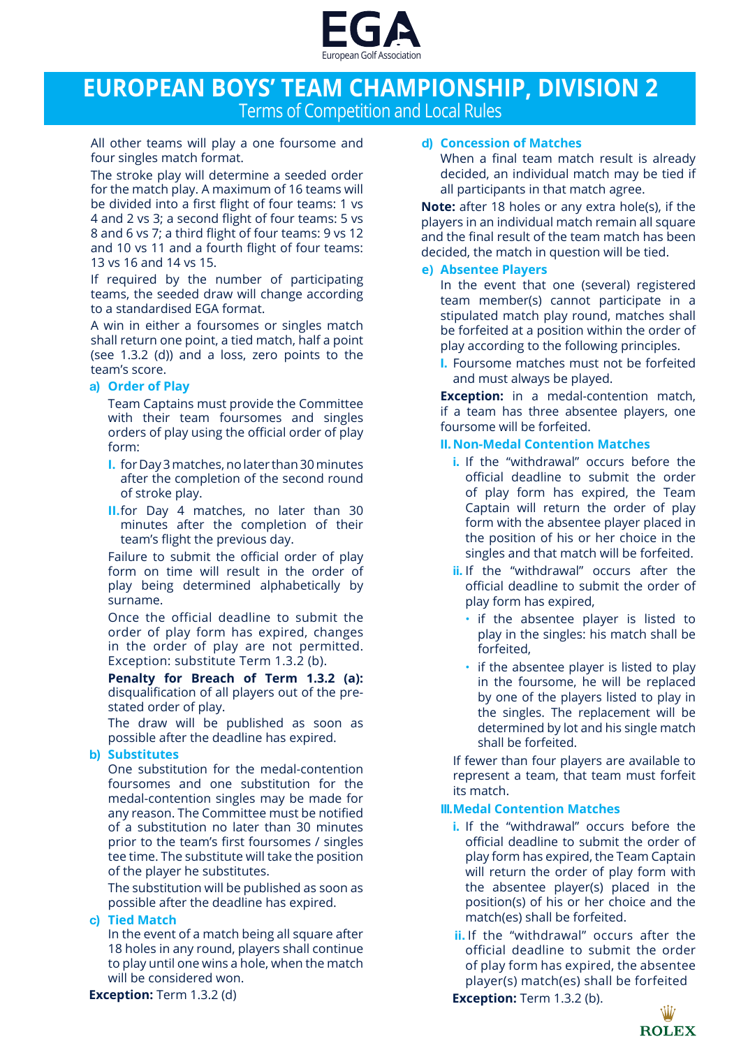# EUROPEAN BOYS' TEAM CHAMPIONSHIP, DIVISION 2

## Terms of Competition and Local Rules

All other teams will play a one foursome and four singles match format.

The stroke play will determine a seeded order for the match play. A maximum of 16 teams will be divided into a first flight of four teams: 1 vs 4 and 2 vs 3; a second flight of four teams: 5 vs 8 and 6 vs 7; a third flight of four teams: 9 vs 12 and 10 vs 11 and a fourth flight of four teams: 13 vs 16 and 14 vs 15.

If required by the number of participating teams, the seeded draw will change according to a standardised EGA format.

A win in either a foursomes or singles match shall return one point, a tied match, half a point (see 1.3.2 (d)) and a loss, zero points to the team's score.

### a) Order of Play

Team Captains must provide the Committee with their team foursomes and singles orders of play using the official order of play form:

I. for Day 3 matches, no later than 30 minutes after the completion of the second round of stroke play.

II. for Day 4 matches, no later than 30 minutes after the completion of their team's flight the previous day.

Failure to submit the official order of play form on time will result in the order of play being determined alphabetically by surname.

Once the official deadline to submit the order of play form has expired, changes in the order of play are not permitted. Exception: substitute Term 1.3.2 (b).

**Penalty for Breach of Term 1.3.2 (a):** disqualification of all players out of the pre-stated order of play.

The draw will be published as soon as possible after the deadline has expired.

### b) Substitutes

One substitution for the medal-contention foursomes and one substitution for the medal-contention singles may be made for any reason. The Committee must be notified of a substitution no later than 30 minutes prior to the team's first foursomes / singles tee time. The substitute will take the position of the player he substitutes.

The substitution will be published as soon as possible after the deadline has expired.

### c) Tied Match

In the event of a match being all square after 18 holes in any round, players shall continue to play until one wins a hole, when the match will be considered won.

**Exception:** Term 1.3.2 (d)

### d) Concession of Matches

When a final team match result is already decided, an individual match may be tied if all participants in that match agree.

**Note:** after 18 holes or any extra hole(s), if the players in an individual match remain all square and the final result of the team match has been decided, the match in question will be tied.

### e) Absentee Players

In the event that one (several) registered team member(s) cannot participate in a stipulated match play round, matches shall be forfeited at a position within the order of play according to the following principles.

I. Foursome matches must not be forfeited and must always be played.

**Exception:** in a medal-contention match, if a team has three absentee players, one foursome will be forfeited.

#### II. Non-Medal Contention Matches

i. If the "withdrawal" occurs before the official deadline to submit the order of play form has expired, the Team Captain will return the order of play form with the absentee player placed in the position of his or her choice in the singles and that match will be forfeited.

ii. If the "withdrawal" occurs after the official deadline to submit the order of play form has expired,

- if the absentee player is listed to play in the singles: his match shall be forfeited,
- if the absentee player is listed to play in the foursome, he will be replaced by one of the players listed to play in the singles. The replacement will be determined by lot and his single match shall be forfeited.

If fewer than four players are available to represent a team, that team must forfeit its match.

#### III. Medal Contention Matches

i. If the "withdrawal" occurs before the official deadline to submit the order of play form has expired, the Team Captain will return the order of play form with the absentee player(s) placed in the position(s) of his or her choice and the match(es) shall be forfeited.

ii. If the "withdrawal" occurs after the official deadline to submit the order of play form has expired, the absentee player(s) match(es) shall be forfeited

**Exception:** Term 1.3.2 (b).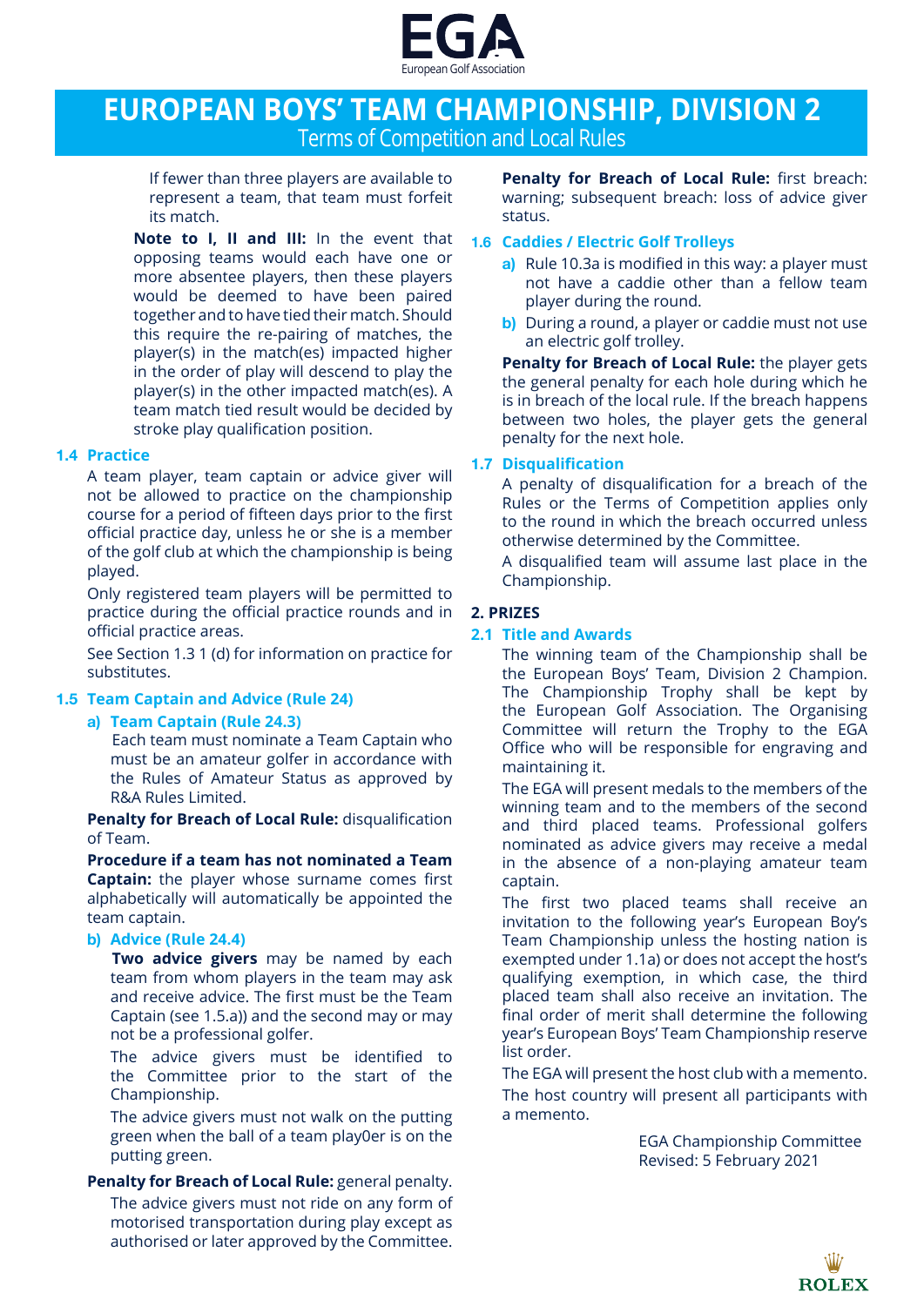# EUROPEAN BOYS' TEAM CHAMPIONSHIP, DIVISION 2

Terms of Competition and Local Rules

If fewer than three players are available to represent a team, that team must forfeit its match.

**Note to I, II and III:** In the event that opposing teams would each have one or more absentee players, then these players would be deemed to have been paired together and to have tied their match. Should this require the re-pairing of matches, the player(s) in the match(es) impacted higher in the order of play will descend to play the player(s) in the other impacted match(es). A team match tied result would be decided by stroke play qualification position.

### 1.4 Practice

A team player, team captain or advice giver will not be allowed to practice on the championship course for a period of fifteen days prior to the first official practice day, unless he or she is a member of the golf club at which the championship is being played.

Only registered team players will be permitted to practice during the official practice rounds and in official practice areas.

See Section 1.3 1 (d) for information on practice for substitutes.

### 1.5 Team Captain and Advice (Rule 24)

**a) Team Captain (Rule 24.3)**

Each team must nominate a Team Captain who must be an amateur golfer in accordance with the Rules of Amateur Status as approved by R&A Rules Limited.

**Penalty for Breach of Local Rule:** disqualification of Team.

**Procedure if a team has not nominated a Team Captain:** the player whose surname comes first alphabetically will automatically be appointed the team captain.

**b) Advice (Rule 24.4)**

**Two advice givers** may be named by each team from whom players in the team may ask and receive advice. The first must be the Team Captain (see 1.5.a)) and the second may or may not be a professional golfer.

The advice givers must be identified to the Committee prior to the start of the Championship.

The advice givers must not walk on the putting green when the ball of a team play0er is on the putting green.

**Penalty for Breach of Local Rule:** general penalty.

The advice givers must not ride on any form of motorised transportation during play except as authorised or later approved by the Committee.

**Penalty for Breach of Local Rule:** first breach: warning; subsequent breach: loss of advice giver status.

### 1.6 Caddies / Electric Golf Trolleys

**a)** Rule 10.3a is modified in this way: a player must not have a caddie other than a fellow team player during the round.

**b)** During a round, a player or caddie must not use an electric golf trolley.

**Penalty for Breach of Local Rule:** the player gets the general penalty for each hole during which he is in breach of the local rule. If the breach happens between two holes, the player gets the general penalty for the next hole.

### 1.7 Disqualification

A penalty of disqualification for a breach of the Rules or the Terms of Competition applies only to the round in which the breach occurred unless otherwise determined by the Committee.

A disqualified team will assume last place in the Championship.

## 2. PRIZES

### 2.1 Title and Awards

The winning team of the Championship shall be the European Boys' Team, Division 2 Champion. The Championship Trophy shall be kept by the European Golf Association. The Organising Committee will return the Trophy to the EGA Office who will be responsible for engraving and maintaining it.

The EGA will present medals to the members of the winning team and to the members of the second and third placed teams. Professional golfers nominated as advice givers may receive a medal in the absence of a non-playing amateur team captain.

The first two placed teams shall receive an invitation to the following year's European Boy's Team Championship unless the hosting nation is exempted under 1.1a) or does not accept the host's qualifying exemption, in which case, the third placed team shall also receive an invitation. The final order of merit shall determine the following year's European Boys' Team Championship reserve list order.

The EGA will present the host club with a memento.

The host country will present all participants with a memento.

EGA Championship Committee
Revised: 5 February 2021